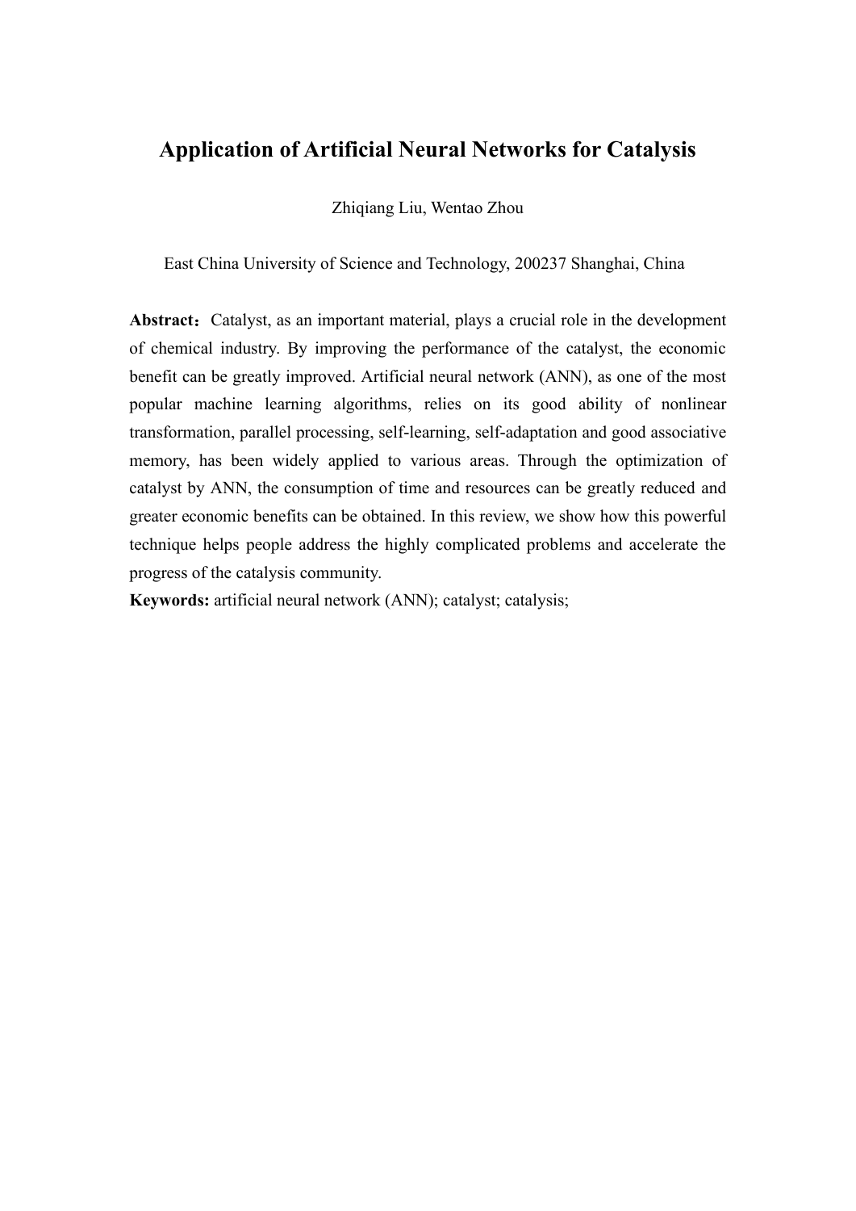# Application of Artificial Neural Networks for Catalysis

Zhiqiang Liu, Wentao Zhou

East China University of Science and Technology, 200237 Shanghai, China

**Abstract：**Catalyst, as an important material, plays a crucial role in the development of chemical industry. By improving the performance of the catalyst, the economic benefit can be greatly improved. Artificial neural network (ANN), as one of the most popular machine learning algorithms, relies on its good ability of nonlinear transformation, parallel processing, self-learning, self-adaptation and good associative memory, has been widely applied to various areas. Through the optimization of catalyst by ANN, the consumption of time and resources can be greatly reduced and greater economic benefits can be obtained. In this review, we show how this powerful technique helps people address the highly complicated problems and accelerate the progress of the catalysis community.

**Keywords:** artificial neural network (ANN); catalyst; catalysis;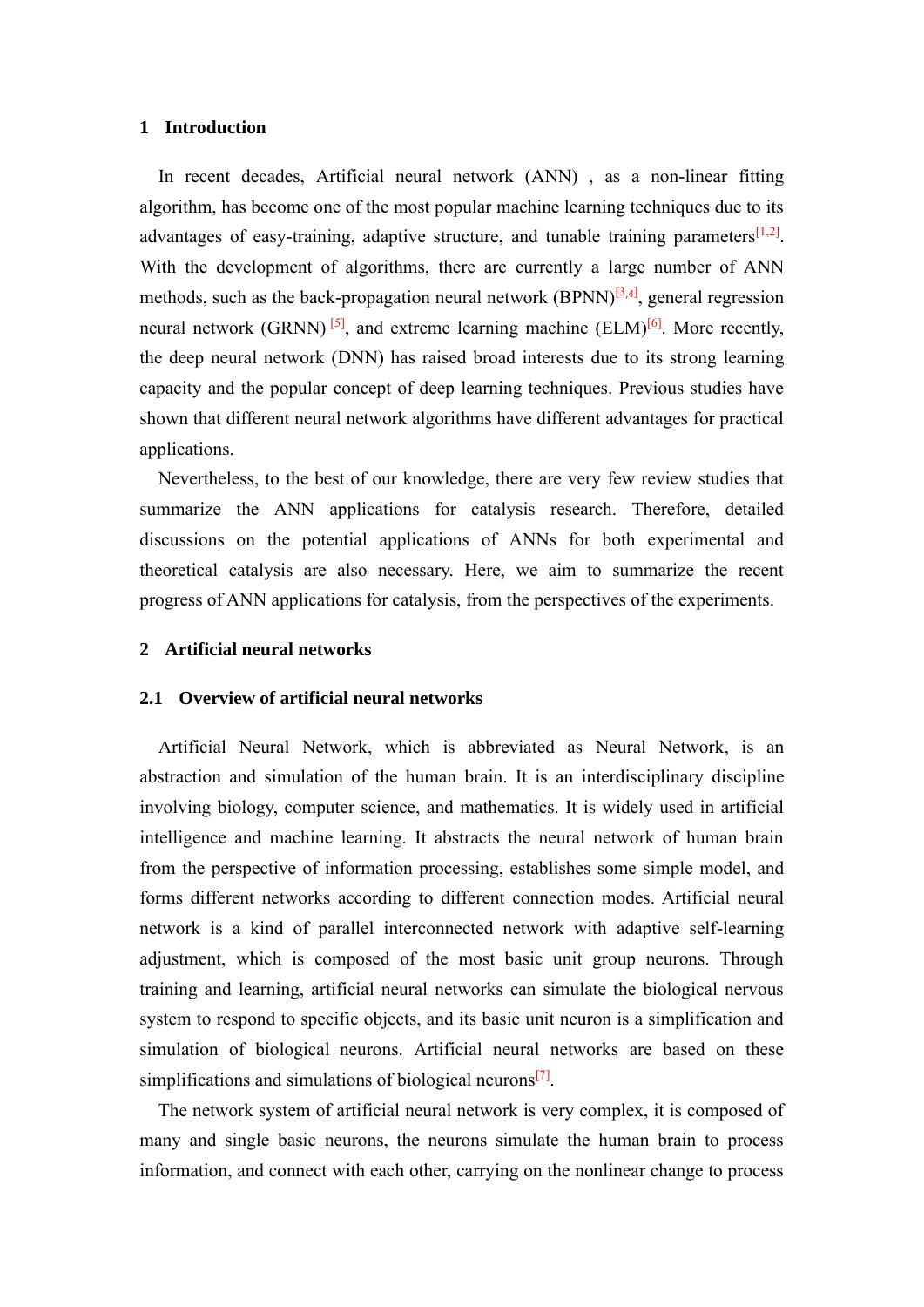## 1 Introduction

In recent decades, Artificial neural network (ANN) , as a non-linear fitting algorithm, has become one of the most popular machine learning techniques due to its advantages of easy-training, adaptive structure, and tunable training parameters[1,2]. With the development of algorithms, there are currently a large number of ANN methods, such as the back-propagation neural network (BPNN)[3,4], general regression neural network (GRNN) [5], and extreme learning machine (ELM)[6]. More recently, the deep neural network (DNN) has raised broad interests due to its strong learning capacity and the popular concept of deep learning techniques. Previous studies have shown that different neural network algorithms have different advantages for practical applications.

Nevertheless, to the best of our knowledge, there are very few review studies that summarize the ANN applications for catalysis research. Therefore, detailed discussions on the potential applications of ANNs for both experimental and theoretical catalysis are also necessary. Here, we aim to summarize the recent progress of ANN applications for catalysis, from the perspectives of the experiments.

## 2 Artificial neural networks

### 2.1 Overview of artificial neural networks

Artificial Neural Network, which is abbreviated as Neural Network, is an abstraction and simulation of the human brain. It is an interdisciplinary discipline involving biology, computer science, and mathematics. It is widely used in artificial intelligence and machine learning. It abstracts the neural network of human brain from the perspective of information processing, establishes some simple model, and forms different networks according to different connection modes. Artificial neural network is a kind of parallel interconnected network with adaptive self-learning adjustment, which is composed of the most basic unit group neurons. Through training and learning, artificial neural networks can simulate the biological nervous system to respond to specific objects, and its basic unit neuron is a simplification and simulation of biological neurons. Artificial neural networks are based on these simplifications and simulations of biological neurons[7].

The network system of artificial neural network is very complex, it is composed of many and single basic neurons, the neurons simulate the human brain to process information, and connect with each other, carrying on the nonlinear change to process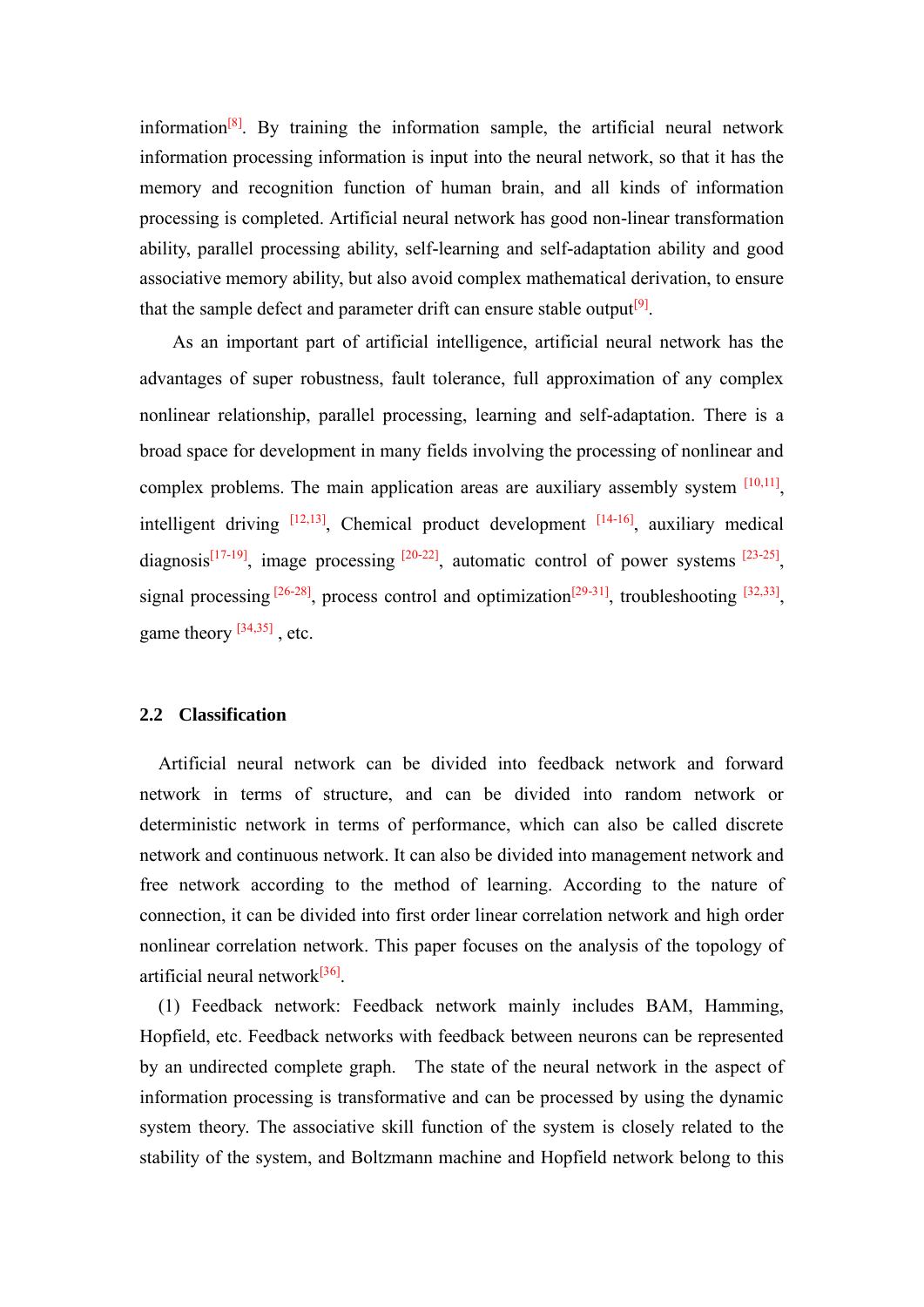information[8]. By training the information sample, the artificial neural network information processing information is input into the neural network, so that it has the memory and recognition function of human brain, and all kinds of information processing is completed. Artificial neural network has good non-linear transformation ability, parallel processing ability, self-learning and self-adaptation ability and good associative memory ability, but also avoid complex mathematical derivation, to ensure that the sample defect and parameter drift can ensure stable output[9].

As an important part of artificial intelligence, artificial neural network has the advantages of super robustness, fault tolerance, full approximation of any complex nonlinear relationship, parallel processing, learning and self-adaptation. There is a broad space for development in many fields involving the processing of nonlinear and complex problems. The main application areas are auxiliary assembly system [10,11], intelligent driving [12,13], Chemical product development [14-16], auxiliary medical diagnosis[17-19], image processing [20-22], automatic control of power systems [23-25], signal processing [26-28], process control and optimization[29-31], troubleshooting [32,33], game theory [34,35] , etc.

## 2.2 Classification

Artificial neural network can be divided into feedback network and forward network in terms of structure, and can be divided into random network or deterministic network in terms of performance, which can also be called discrete network and continuous network. It can also be divided into management network and free network according to the method of learning. According to the nature of connection, it can be divided into first order linear correlation network and high order nonlinear correlation network. This paper focuses on the analysis of the topology of artificial neural network[36].

(1) Feedback network: Feedback network mainly includes BAM, Hamming, Hopfield, etc. Feedback networks with feedback between neurons can be represented by an undirected complete graph. The state of the neural network in the aspect of information processing is transformative and can be processed by using the dynamic system theory. The associative skill function of the system is closely related to the stability of the system, and Boltzmann machine and Hopfield network belong to this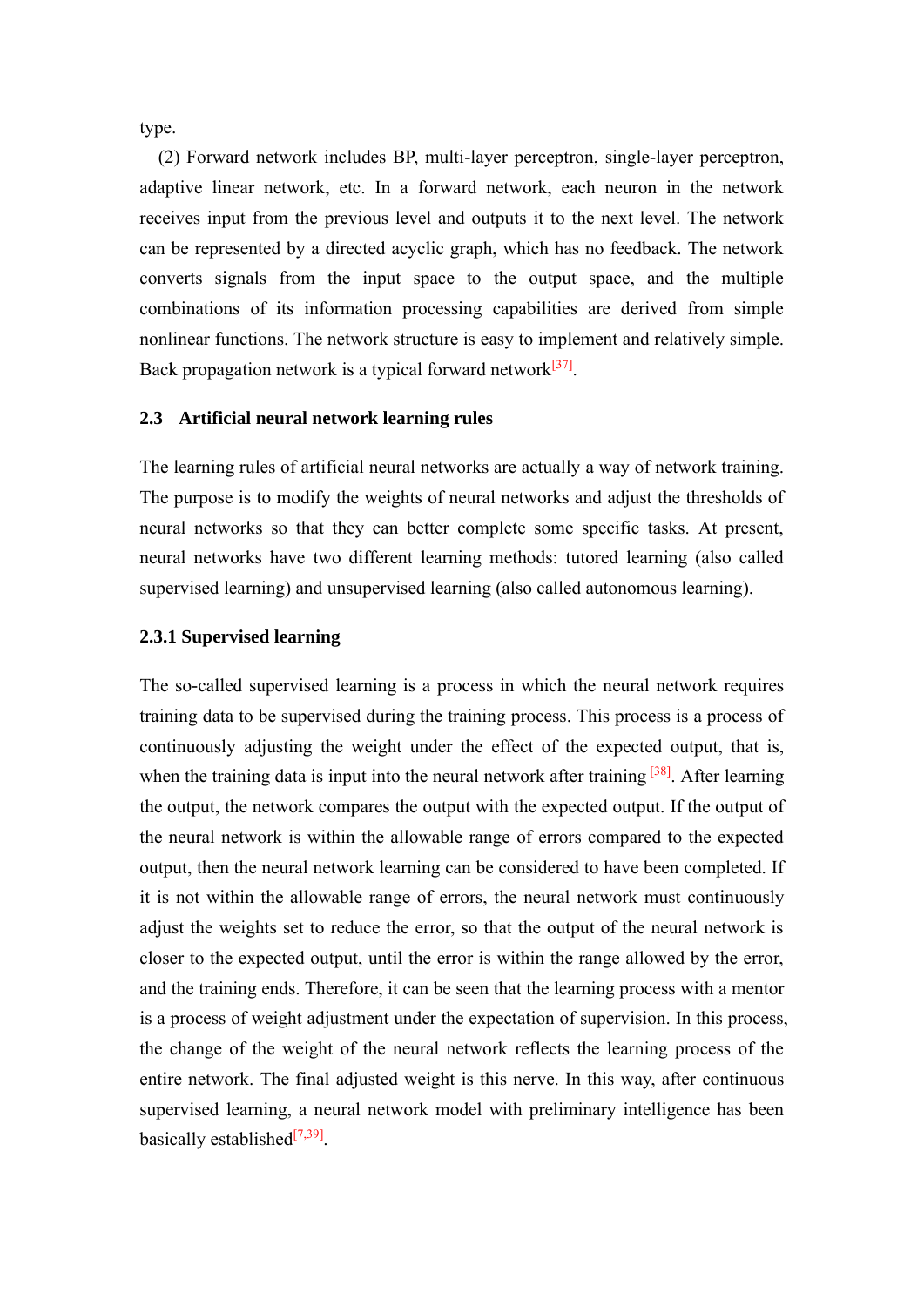type.

(2) Forward network includes BP, multi-layer perceptron, single-layer perceptron, adaptive linear network, etc. In a forward network, each neuron in the network receives input from the previous level and outputs it to the next level. The network can be represented by a directed acyclic graph, which has no feedback. The network converts signals from the input space to the output space, and the multiple combinations of its information processing capabilities are derived from simple nonlinear functions. The network structure is easy to implement and relatively simple. Back propagation network is a typical forward network[37].

### 2.3 Artificial neural network learning rules

The learning rules of artificial neural networks are actually a way of network training. The purpose is to modify the weights of neural networks and adjust the thresholds of neural networks so that they can better complete some specific tasks. At present, neural networks have two different learning methods: tutored learning (also called supervised learning) and unsupervised learning (also called autonomous learning).

#### 2.3.1 Supervised learning

The so-called supervised learning is a process in which the neural network requires training data to be supervised during the training process. This process is a process of continuously adjusting the weight under the effect of the expected output, that is, when the training data is input into the neural network after training [38]. After learning the output, the network compares the output with the expected output. If the output of the neural network is within the allowable range of errors compared to the expected output, then the neural network learning can be considered to have been completed. If it is not within the allowable range of errors, the neural network must continuously adjust the weights set to reduce the error, so that the output of the neural network is closer to the expected output, until the error is within the range allowed by the error, and the training ends. Therefore, it can be seen that the learning process with a mentor is a process of weight adjustment under the expectation of supervision. In this process, the change of the weight of the neural network reflects the learning process of the entire network. The final adjusted weight is this nerve. In this way, after continuous supervised learning, a neural network model with preliminary intelligence has been basically established[7,39].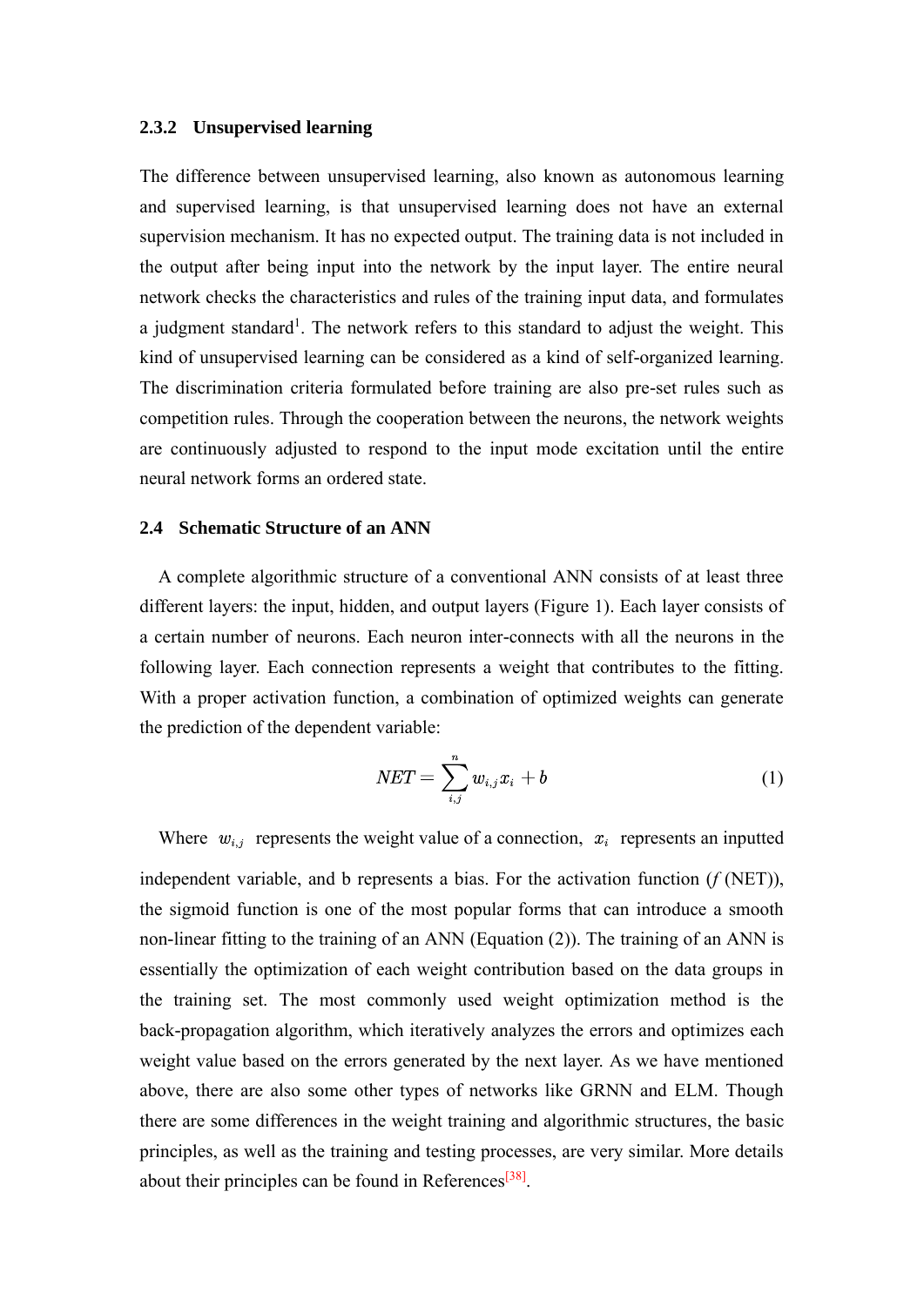### 2.3.2 Unsupervised learning

The difference between unsupervised learning, also known as autonomous learning and supervised learning, is that unsupervised learning does not have an external supervision mechanism. It has no expected output. The training data is not included in the output after being input into the network by the input layer. The entire neural network checks the characteristics and rules of the training input data, and formulates a judgment standard[1]. The network refers to this standard to adjust the weight. This kind of unsupervised learning can be considered as a kind of self-organized learning. The discrimination criteria formulated before training are also pre-set rules such as competition rules. Through the cooperation between the neurons, the network weights are continuously adjusted to respond to the input mode excitation until the entire neural network forms an ordered state.

## 2.4 Schematic Structure of an ANN

A complete algorithmic structure of a conventional ANN consists of at least three different layers: the input, hidden, and output layers (Figure 1). Each layer consists of a certain number of neurons. Each neuron inter-connects with all the neurons in the following layer. Each connection represents a weight that contributes to the fitting. With a proper activation function, a combination of optimized weights can generate the prediction of the dependent variable:

$$NET = \sum_{i,j}^{n} w_{i,j} x_i + b \tag{1}$$

Where $w_{i,j}$ represents the weight value of a connection, $x_i$ represents an inputted independent variable, and b represents a bias. For the activation function ($f$ (NET)), the sigmoid function is one of the most popular forms that can introduce a smooth non-linear fitting to the training of an ANN (Equation (2)). The training of an ANN is essentially the optimization of each weight contribution based on the data groups in the training set. The most commonly used weight optimization method is the back-propagation algorithm, which iteratively analyzes the errors and optimizes each weight value based on the errors generated by the next layer. As we have mentioned above, there are also some other types of networks like GRNN and ELM. Though there are some differences in the weight training and algorithmic structures, the basic principles, as well as the training and testing processes, are very similar. More details about their principles can be found in References[38].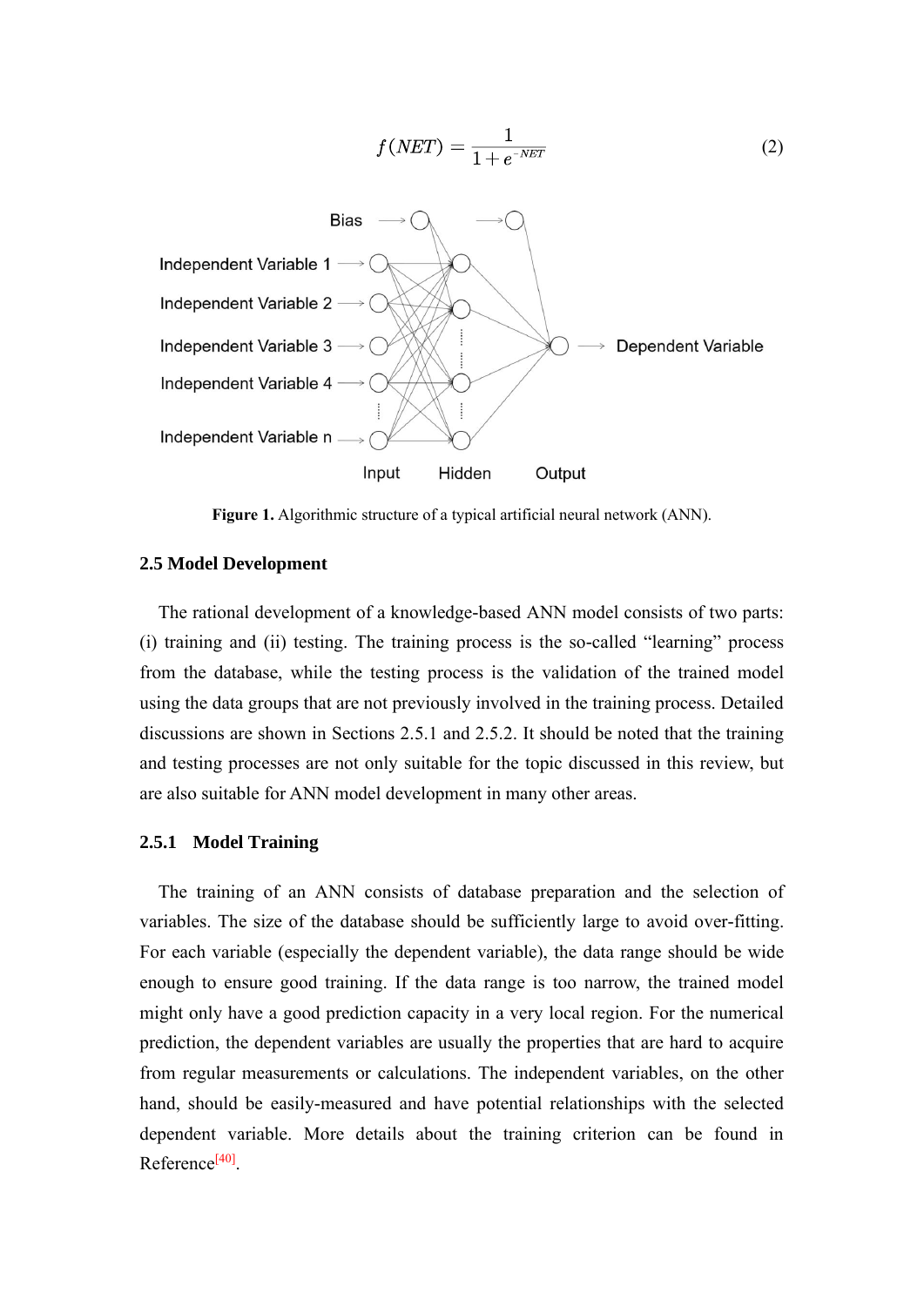$$f(NET) = \frac{1}{1+e^{-NET}} \tag{2}$$

Figure 1. Algorithmic structure of a typical artificial neural network (ANN).

### 2.5 Model Development

The rational development of a knowledge-based ANN model consists of two parts: (i) training and (ii) testing. The training process is the so-called "learning" process from the database, while the testing process is the validation of the trained model using the data groups that are not previously involved in the training process. Detailed discussions are shown in Sections 2.5.1 and 2.5.2. It should be noted that the training and testing processes are not only suitable for the topic discussed in this review, but are also suitable for ANN model development in many other areas.

#### 2.5.1 Model Training

The training of an ANN consists of database preparation and the selection of variables. The size of the database should be sufficiently large to avoid over-fitting. For each variable (especially the dependent variable), the data range should be wide enough to ensure good training. If the data range is too narrow, the trained model might only have a good prediction capacity in a very local region. For the numerical prediction, the dependent variables are usually the properties that are hard to acquire from regular measurements or calculations. The independent variables, on the other hand, should be easily-measured and have potential relationships with the selected dependent variable. More details about the training criterion can be found in Reference[40].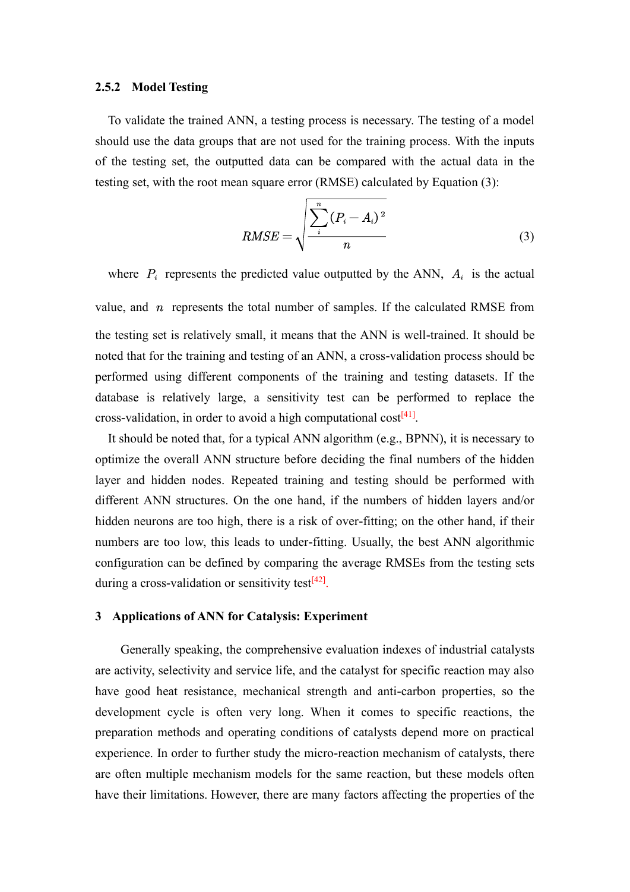### 2.5.2 Model Testing

To validate the trained ANN, a testing process is necessary. The testing of a model should use the data groups that are not used for the training process. With the inputs of the testing set, the outputted data can be compared with the actual data in the testing set, with the root mean square error (RMSE) calculated by Equation (3):

$$RMSE = \sqrt{\frac{\sum_{i}^{n}(P_i - A_i)^2}{n}} \tag{3}$$

where $P_i$ represents the predicted value outputted by the ANN, $A_i$ is the actual value, and $n$ represents the total number of samples. If the calculated RMSE from the testing set is relatively small, it means that the ANN is well-trained. It should be noted that for the training and testing of an ANN, a cross-validation process should be performed using different components of the training and testing datasets. If the database is relatively large, a sensitivity test can be performed to replace the cross-validation, in order to avoid a high computational cost[41].

It should be noted that, for a typical ANN algorithm (e.g., BPNN), it is necessary to optimize the overall ANN structure before deciding the final numbers of the hidden layer and hidden nodes. Repeated training and testing should be performed with different ANN structures. On the one hand, if the numbers of hidden layers and/or hidden neurons are too high, there is a risk of over-fitting; on the other hand, if their numbers are too low, this leads to under-fitting. Usually, the best ANN algorithmic configuration can be defined by comparing the average RMSEs from the testing sets during a cross-validation or sensitivity test[42].

## 3 Applications of ANN for Catalysis: Experiment

Generally speaking, the comprehensive evaluation indexes of industrial catalysts are activity, selectivity and service life, and the catalyst for specific reaction may also have good heat resistance, mechanical strength and anti-carbon properties, so the development cycle is often very long. When it comes to specific reactions, the preparation methods and operating conditions of catalysts depend more on practical experience. In order to further study the micro-reaction mechanism of catalysts, there are often multiple mechanism models for the same reaction, but these models often have their limitations. However, there are many factors affecting the properties of the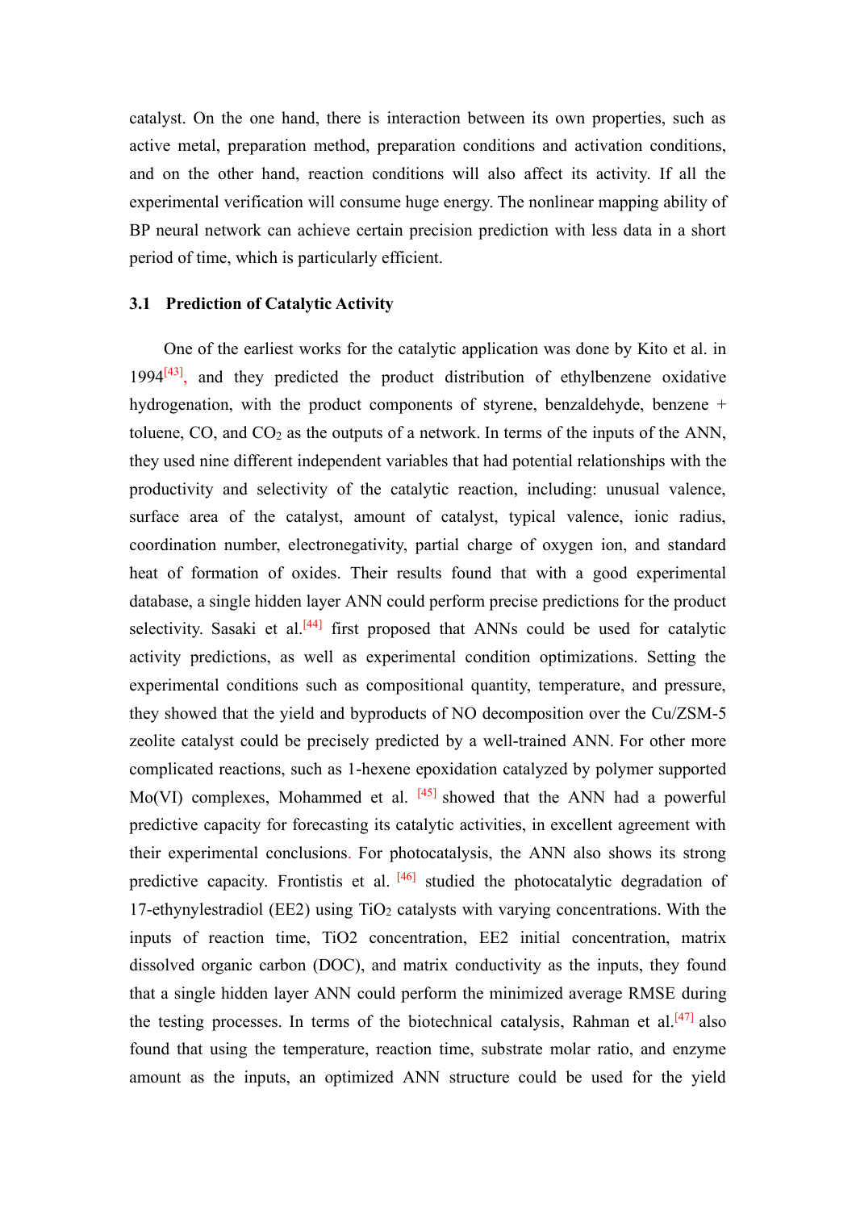catalyst. On the one hand, there is interaction between its own properties, such as active metal, preparation method, preparation conditions and activation conditions, and on the other hand, reaction conditions will also affect its activity. If all the experimental verification will consume huge energy. The nonlinear mapping ability of BP neural network can achieve certain precision prediction with less data in a short period of time, which is particularly efficient.

### 3.1 Prediction of Catalytic Activity

One of the earliest works for the catalytic application was done by Kito et al. in 1994[43], and they predicted the product distribution of ethylbenzene oxidative hydrogenation, with the product components of styrene, benzaldehyde, benzene + toluene, CO, and $CO_2$ as the outputs of a network. In terms of the inputs of the ANN, they used nine different independent variables that had potential relationships with the productivity and selectivity of the catalytic reaction, including: unusual valence, surface area of the catalyst, amount of catalyst, typical valence, ionic radius, coordination number, electronegativity, partial charge of oxygen ion, and standard heat of formation of oxides. Their results found that with a good experimental database, a single hidden layer ANN could perform precise predictions for the product selectivity. Sasaki et al.[44] first proposed that ANNs could be used for catalytic activity predictions, as well as experimental condition optimizations. Setting the experimental conditions such as compositional quantity, temperature, and pressure, they showed that the yield and byproducts of NO decomposition over the Cu/ZSM-5 zeolite catalyst could be precisely predicted by a well-trained ANN. For other more complicated reactions, such as 1-hexene epoxidation catalyzed by polymer supported Mo(VI) complexes, Mohammed et al. [45] showed that the ANN had a powerful predictive capacity for forecasting its catalytic activities, in excellent agreement with their experimental conclusions. For photocatalysis, the ANN also shows its strong predictive capacity. Frontistis et al. [46] studied the photocatalytic degradation of 17-ethynylestradiol (EE2) using $TiO_2$ catalysts with varying concentrations. With the inputs of reaction time, TiO2 concentration, EE2 initial concentration, matrix dissolved organic carbon (DOC), and matrix conductivity as the inputs, they found that a single hidden layer ANN could perform the minimized average RMSE during the testing processes. In terms of the biotechnical catalysis, Rahman et al.[47] also found that using the temperature, reaction time, substrate molar ratio, and enzyme amount as the inputs, an optimized ANN structure could be used for the yield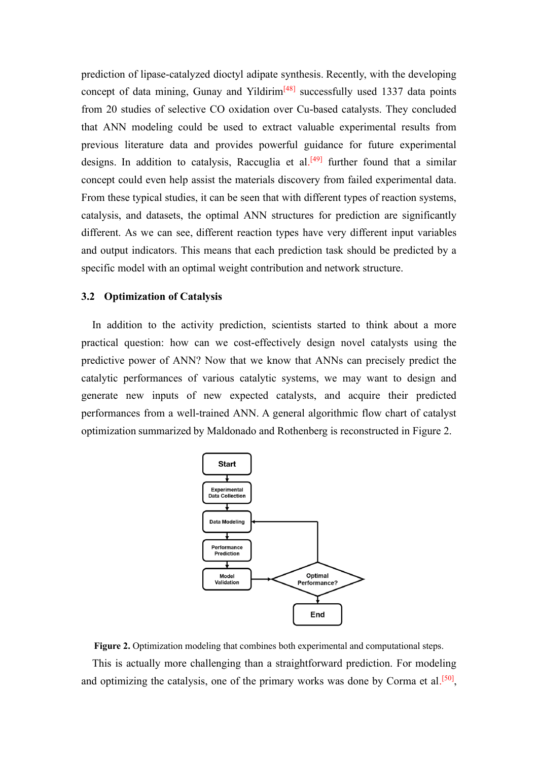prediction of lipase-catalyzed dioctyl adipate synthesis. Recently, with the developing concept of data mining, Gunay and Yildirim[48] successfully used 1337 data points from 20 studies of selective CO oxidation over Cu-based catalysts. They concluded that ANN modeling could be used to extract valuable experimental results from previous literature data and provides powerful guidance for future experimental designs. In addition to catalysis, Raccuglia et al.[49] further found that a similar concept could even help assist the materials discovery from failed experimental data. From these typical studies, it can be seen that with different types of reaction systems, catalysis, and datasets, the optimal ANN structures for prediction are significantly different. As we can see, different reaction types have very different input variables and output indicators. This means that each prediction task should be predicted by a specific model with an optimal weight contribution and network structure.

### 3.2 Optimization of Catalysis

In addition to the activity prediction, scientists started to think about a more practical question: how can we cost-effectively design novel catalysts using the predictive power of ANN? Now that we know that ANNs can precisely predict the catalytic performances of various catalytic systems, we may want to design and generate new inputs of new expected catalysts, and acquire their predicted performances from a well-trained ANN. A general algorithmic flow chart of catalyst optimization summarized by Maldonado and Rothenberg is reconstructed in Figure 2.

```
Start
  ↓
Experimental Data Collection
  ↓
Data Modeling  ←─────────────┐
  ↓                          │
Performance Prediction       │
  ↓                          │
Model Validation → Optimal Performance?
                        ↓
                       End
```

**Figure 2.** Optimization modeling that combines both experimental and computational steps.

This is actually more challenging than a straightforward prediction. For modeling and optimizing the catalysis, one of the primary works was done by Corma et al.[50],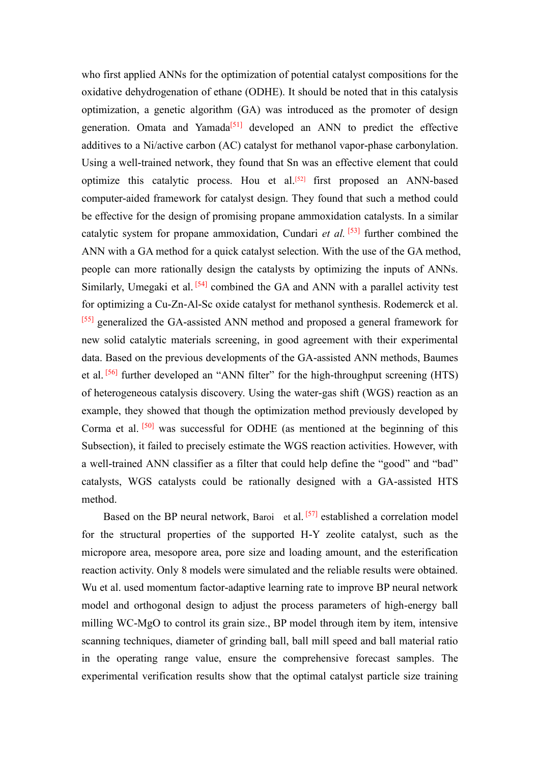who first applied ANNs for the optimization of potential catalyst compositions for the oxidative dehydrogenation of ethane (ODHE). It should be noted that in this catalysis optimization, a genetic algorithm (GA) was introduced as the promoter of design generation. Omata and Yamada[51] developed an ANN to predict the effective additives to a Ni/active carbon (AC) catalyst for methanol vapor-phase carbonylation. Using a well-trained network, they found that Sn was an effective element that could optimize this catalytic process. Hou et al.[52] first proposed an ANN-based computer-aided framework for catalyst design. They found that such a method could be effective for the design of promising propane ammoxidation catalysts. In a similar catalytic system for propane ammoxidation, Cundari *et al.* [53] further combined the ANN with a GA method for a quick catalyst selection. With the use of the GA method, people can more rationally design the catalysts by optimizing the inputs of ANNs. Similarly, Umegaki et al. [54] combined the GA and ANN with a parallel activity test for optimizing a Cu-Zn-Al-Sc oxide catalyst for methanol synthesis. Rodemerck et al. [55] generalized the GA-assisted ANN method and proposed a general framework for new solid catalytic materials screening, in good agreement with their experimental data. Based on the previous developments of the GA-assisted ANN methods, Baumes et al. [56] further developed an "ANN filter" for the high-throughput screening (HTS) of heterogeneous catalysis discovery. Using the water-gas shift (WGS) reaction as an example, they showed that though the optimization method previously developed by Corma et al. [50] was successful for ODHE (as mentioned at the beginning of this Subsection), it failed to precisely estimate the WGS reaction activities. However, with a well-trained ANN classifier as a filter that could help define the "good" and "bad" catalysts, WGS catalysts could be rationally designed with a GA-assisted HTS method.

Based on the BP neural network, Baroi et al. [57] established a correlation model for the structural properties of the supported H-Y zeolite catalyst, such as the micropore area, mesopore area, pore size and loading amount, and the esterification reaction activity. Only 8 models were simulated and the reliable results were obtained. Wu et al. used momentum factor-adaptive learning rate to improve BP neural network model and orthogonal design to adjust the process parameters of high-energy ball milling WC-MgO to control its grain size., BP model through item by item, intensive scanning techniques, diameter of grinding ball, ball mill speed and ball material ratio in the operating range value, ensure the comprehensive forecast samples. The experimental verification results show that the optimal catalyst particle size training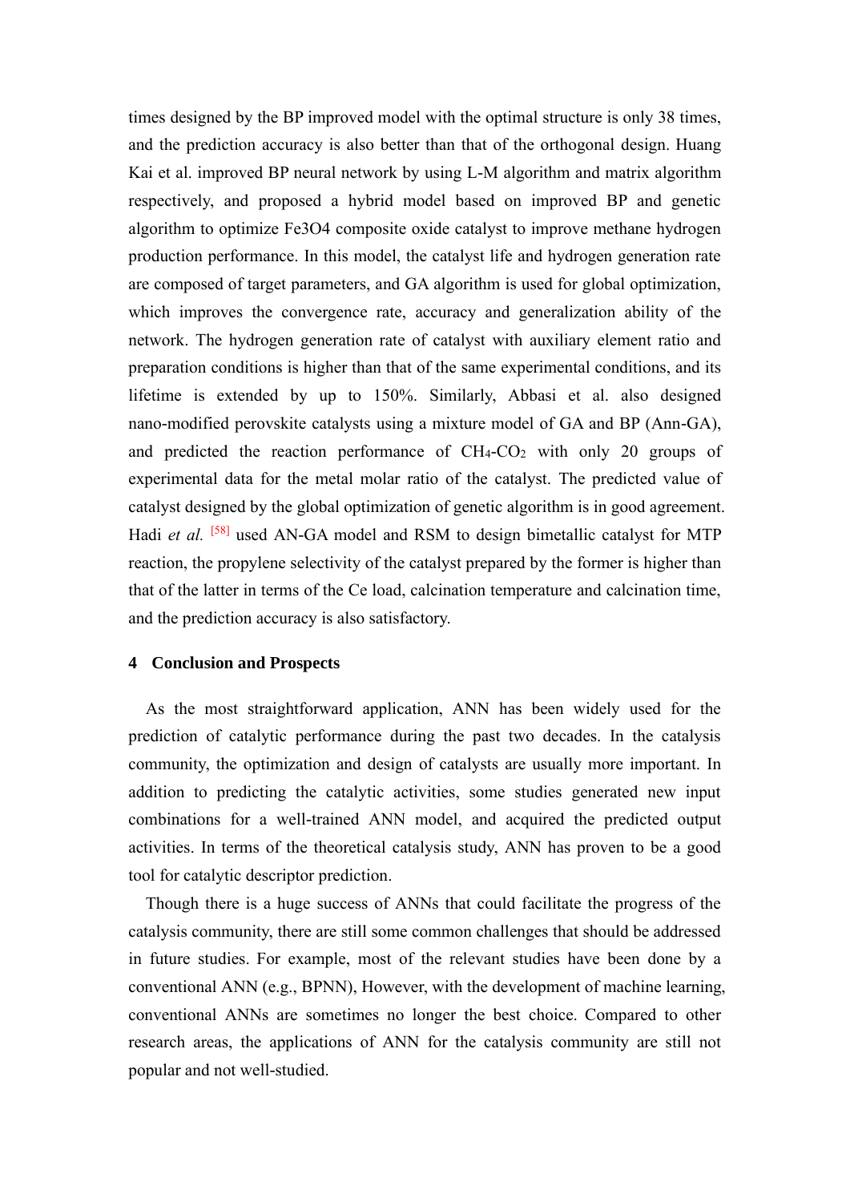times designed by the BP improved model with the optimal structure is only 38 times, and the prediction accuracy is also better than that of the orthogonal design. Huang Kai et al. improved BP neural network by using L-M algorithm and matrix algorithm respectively, and proposed a hybrid model based on improved BP and genetic algorithm to optimize Fe3O4 composite oxide catalyst to improve methane hydrogen production performance. In this model, the catalyst life and hydrogen generation rate are composed of target parameters, and GA algorithm is used for global optimization, which improves the convergence rate, accuracy and generalization ability of the network. The hydrogen generation rate of catalyst with auxiliary element ratio and preparation conditions is higher than that of the same experimental conditions, and its lifetime is extended by up to 150%. Similarly, Abbasi et al. also designed nano-modified perovskite catalysts using a mixture model of GA and BP (Ann-GA), and predicted the reaction performance of $CH_4$-$CO_2$ with only 20 groups of experimental data for the metal molar ratio of the catalyst. The predicted value of catalyst designed by the global optimization of genetic algorithm is in good agreement. Hadi *et al.* [58] used AN-GA model and RSM to design bimetallic catalyst for MTP reaction, the propylene selectivity of the catalyst prepared by the former is higher than that of the latter in terms of the Ce load, calcination temperature and calcination time, and the prediction accuracy is also satisfactory.

## 4 Conclusion and Prospects

As the most straightforward application, ANN has been widely used for the prediction of catalytic performance during the past two decades. In the catalysis community, the optimization and design of catalysts are usually more important. In addition to predicting the catalytic activities, some studies generated new input combinations for a well-trained ANN model, and acquired the predicted output activities. In terms of the theoretical catalysis study, ANN has proven to be a good tool for catalytic descriptor prediction.

Though there is a huge success of ANNs that could facilitate the progress of the catalysis community, there are still some common challenges that should be addressed in future studies. For example, most of the relevant studies have been done by a conventional ANN (e.g., BPNN), However, with the development of machine learning, conventional ANNs are sometimes no longer the best choice. Compared to other research areas, the applications of ANN for the catalysis community are still not popular and not well-studied.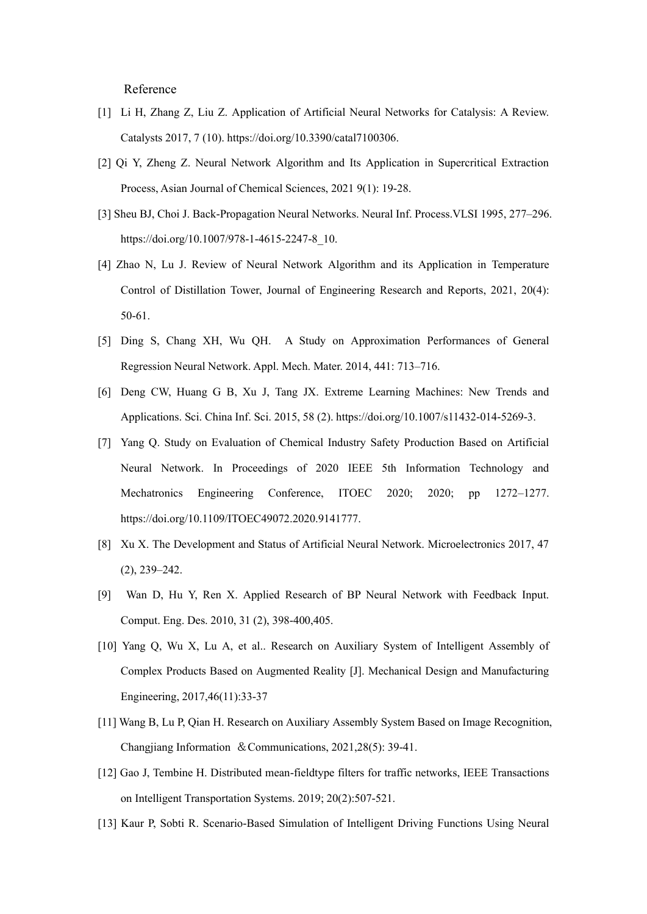Reference

[1] Li H, Zhang Z, Liu Z. Application of Artificial Neural Networks for Catalysis: A Review. Catalysts 2017, 7 (10). https://doi.org/10.3390/catal7100306.

[2] Qi Y, Zheng Z. Neural Network Algorithm and Its Application in Supercritical Extraction Process, Asian Journal of Chemical Sciences, 2021 9(1): 19-28.

[3] Sheu BJ, Choi J. Back-Propagation Neural Networks. Neural Inf. Process.VLSI 1995, 277–296. https://doi.org/10.1007/978-1-4615-2247-8_10.

[4] Zhao N, Lu J. Review of Neural Network Algorithm and its Application in Temperature Control of Distillation Tower, Journal of Engineering Research and Reports, 2021, 20(4): 50-61.

[5] Ding S, Chang XH, Wu QH. A Study on Approximation Performances of General Regression Neural Network. Appl. Mech. Mater. 2014, 441: 713–716.

[6] Deng CW, Huang G B, Xu J, Tang JX. Extreme Learning Machines: New Trends and Applications. Sci. China Inf. Sci. 2015, 58 (2). https://doi.org/10.1007/s11432-014-5269-3.

[7] Yang Q. Study on Evaluation of Chemical Industry Safety Production Based on Artificial Neural Network. In Proceedings of 2020 IEEE 5th Information Technology and Mechatronics Engineering Conference, ITOEC 2020; 2020; pp 1272–1277. https://doi.org/10.1109/ITOEC49072.2020.9141777.

[8] Xu X. The Development and Status of Artificial Neural Network. Microelectronics 2017, 47 (2), 239–242.

[9] Wan D, Hu Y, Ren X. Applied Research of BP Neural Network with Feedback Input. Comput. Eng. Des. 2010, 31 (2), 398-400,405.

[10] Yang Q, Wu X, Lu A, et al.. Research on Auxiliary System of Intelligent Assembly of Complex Products Based on Augmented Reality [J]. Mechanical Design and Manufacturing Engineering, 2017,46(11):33-37

[11] Wang B, Lu P, Qian H. Research on Auxiliary Assembly System Based on Image Recognition, Changjiang Information ＆Communications, 2021,28(5): 39-41.

[12] Gao J, Tembine H. Distributed mean-fieldtype filters for traffic networks, IEEE Transactions on Intelligent Transportation Systems. 2019; 20(2):507-521.

[13] Kaur P, Sobti R. Scenario-Based Simulation of Intelligent Driving Functions Using Neural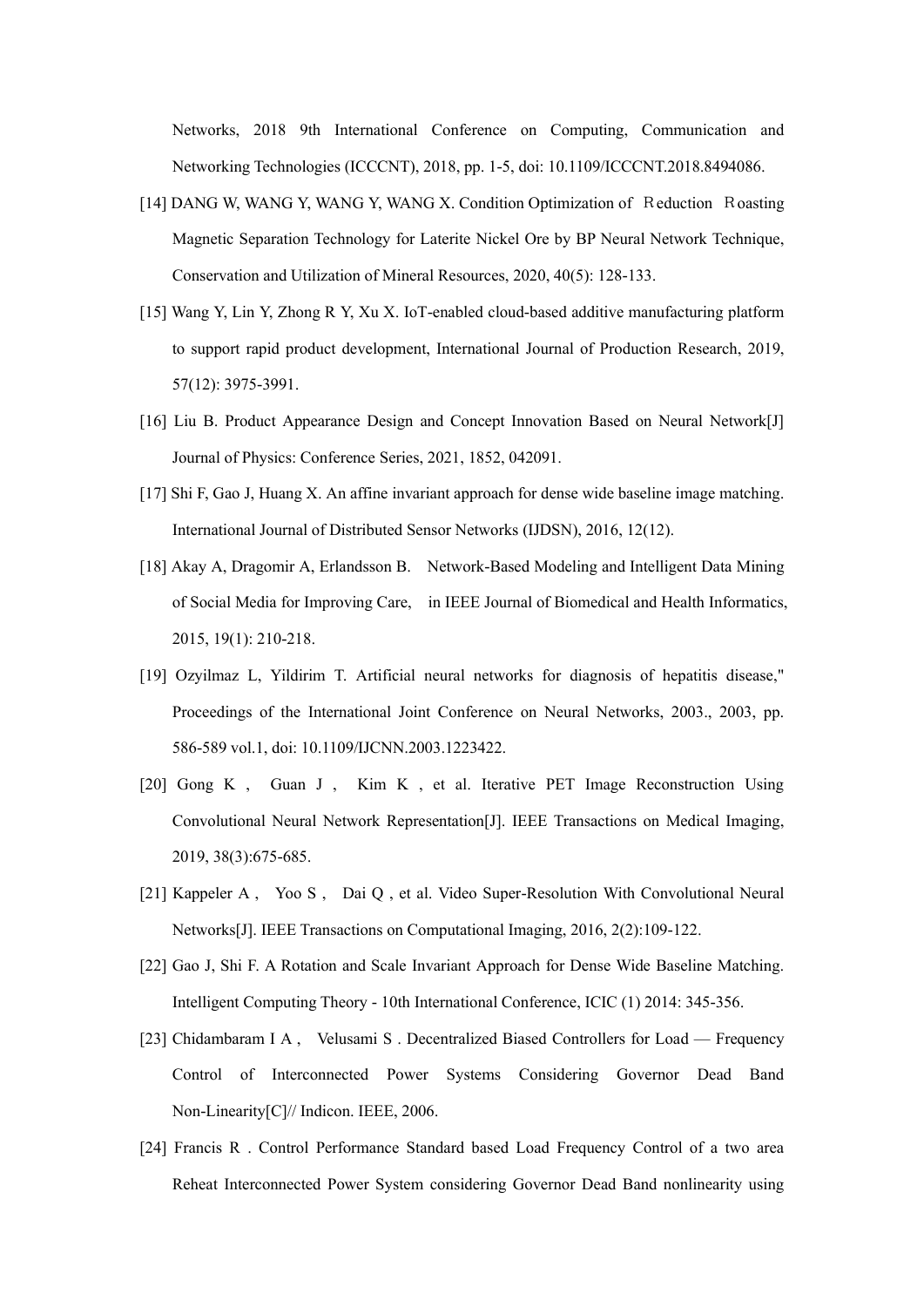Networks, 2018 9th International Conference on Computing, Communication and Networking Technologies (ICCCNT), 2018, pp. 1-5, doi: 10.1109/ICCCNT.2018.8494086.

[14] DANG W, WANG Y, WANG Y, WANG X. Condition Optimization of Ｒeduction Ｒoasting Magnetic Separation Technology for Laterite Nickel Ore by BP Neural Network Technique, Conservation and Utilization of Mineral Resources, 2020, 40(5): 128-133.

[15] Wang Y, Lin Y, Zhong R Y, Xu X. IoT-enabled cloud-based additive manufacturing platform to support rapid product development, International Journal of Production Research, 2019, 57(12): 3975-3991.

[16] Liu B. Product Appearance Design and Concept Innovation Based on Neural Network[J] Journal of Physics: Conference Series, 2021, 1852, 042091.

[17] Shi F, Gao J, Huang X. An affine invariant approach for dense wide baseline image matching. International Journal of Distributed Sensor Networks (IJDSN), 2016, 12(12).

[18] Akay A, Dragomir A, Erlandsson B. Network-Based Modeling and Intelligent Data Mining of Social Media for Improving Care, in IEEE Journal of Biomedical and Health Informatics, 2015, 19(1): 210-218.

[19] Ozyilmaz L, Yildirim T. Artificial neural networks for diagnosis of hepatitis disease," Proceedings of the International Joint Conference on Neural Networks, 2003., 2003, pp. 586-589 vol.1, doi: 10.1109/IJCNN.2003.1223422.

[20] Gong K , Guan J , Kim K , et al. Iterative PET Image Reconstruction Using Convolutional Neural Network Representation[J]. IEEE Transactions on Medical Imaging, 2019, 38(3):675-685.

[21] Kappeler A , Yoo S , Dai Q , et al. Video Super-Resolution With Convolutional Neural Networks[J]. IEEE Transactions on Computational Imaging, 2016, 2(2):109-122.

[22] Gao J, Shi F. A Rotation and Scale Invariant Approach for Dense Wide Baseline Matching. Intelligent Computing Theory - 10th International Conference, ICIC (1) 2014: 345-356.

[23] Chidambaram I A , Velusami S . Decentralized Biased Controllers for Load — Frequency Control of Interconnected Power Systems Considering Governor Dead Band Non-Linearity[C]// Indicon. IEEE, 2006.

[24] Francis R . Control Performance Standard based Load Frequency Control of a two area Reheat Interconnected Power System considering Governor Dead Band nonlinearity using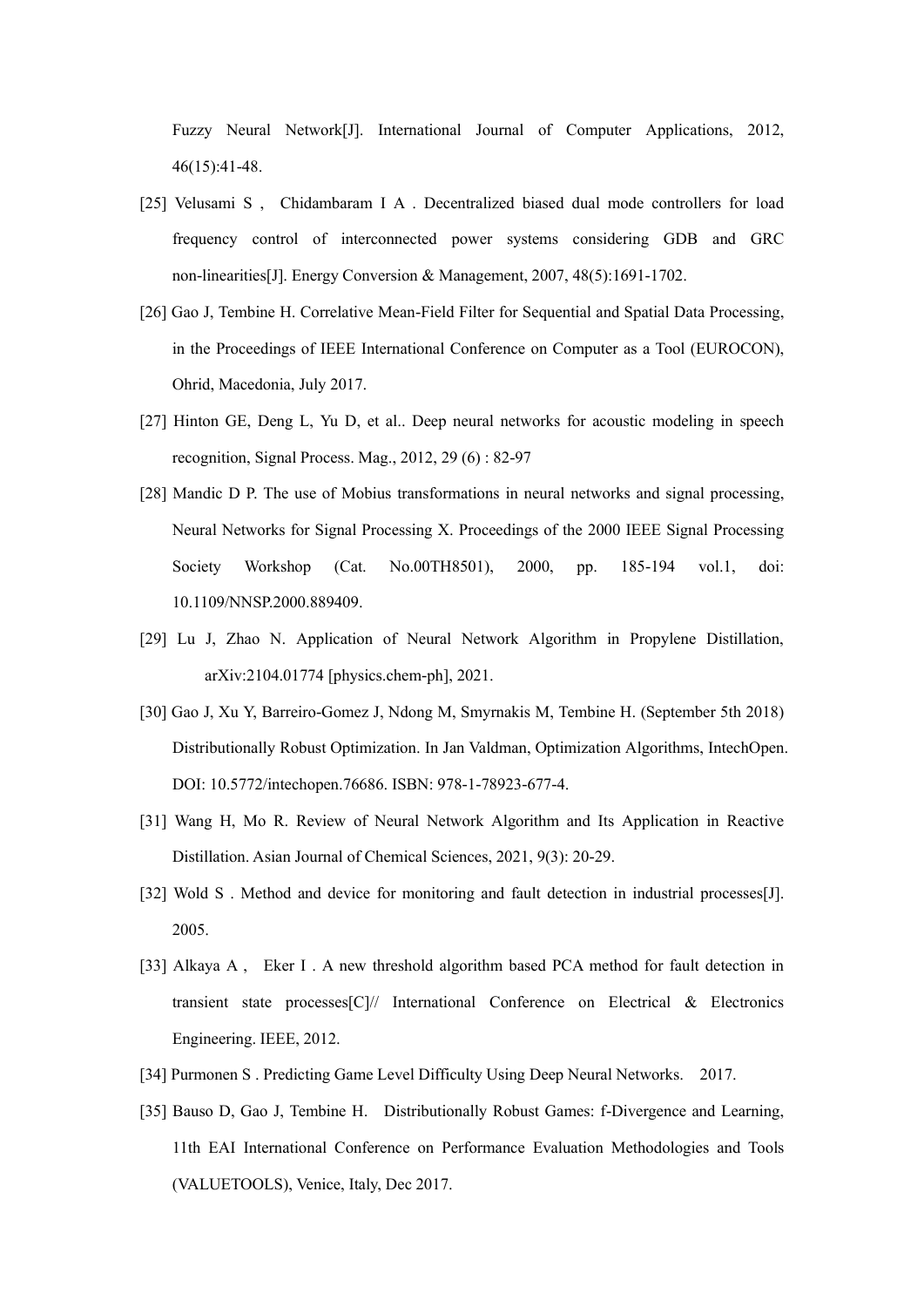Fuzzy Neural Network[J]. International Journal of Computer Applications, 2012, 46(15):41-48.

[25] Velusami S , Chidambaram I A . Decentralized biased dual mode controllers for load frequency control of interconnected power systems considering GDB and GRC non-linearities[J]. Energy Conversion & Management, 2007, 48(5):1691-1702.

[26] Gao J, Tembine H. Correlative Mean-Field Filter for Sequential and Spatial Data Processing, in the Proceedings of IEEE International Conference on Computer as a Tool (EUROCON), Ohrid, Macedonia, July 2017.

[27] Hinton GE, Deng L, Yu D, et al.. Deep neural networks for acoustic modeling in speech recognition, Signal Process. Mag., 2012, 29 (6) : 82-97

[28] Mandic D P. The use of Mobius transformations in neural networks and signal processing, Neural Networks for Signal Processing X. Proceedings of the 2000 IEEE Signal Processing Society Workshop (Cat. No.00TH8501), 2000, pp. 185-194 vol.1, doi: 10.1109/NNSP.2000.889409.

[29] Lu J, Zhao N. Application of Neural Network Algorithm in Propylene Distillation, arXiv:2104.01774 [physics.chem-ph], 2021.

[30] Gao J, Xu Y, Barreiro-Gomez J, Ndong M, Smyrnakis M, Tembine H. (September 5th 2018) Distributionally Robust Optimization. In Jan Valdman, Optimization Algorithms, IntechOpen. DOI: 10.5772/intechopen.76686. ISBN: 978-1-78923-677-4.

[31] Wang H, Mo R. Review of Neural Network Algorithm and Its Application in Reactive Distillation. Asian Journal of Chemical Sciences, 2021, 9(3): 20-29.

[32] Wold S . Method and device for monitoring and fault detection in industrial processes[J]. 2005.

[33] Alkaya A , Eker I . A new threshold algorithm based PCA method for fault detection in transient state processes[C]// International Conference on Electrical & Electronics Engineering. IEEE, 2012.

[34] Purmonen S . Predicting Game Level Difficulty Using Deep Neural Networks. 2017.

[35] Bauso D, Gao J, Tembine H. Distributionally Robust Games: f-Divergence and Learning, 11th EAI International Conference on Performance Evaluation Methodologies and Tools (VALUETOOLS), Venice, Italy, Dec 2017.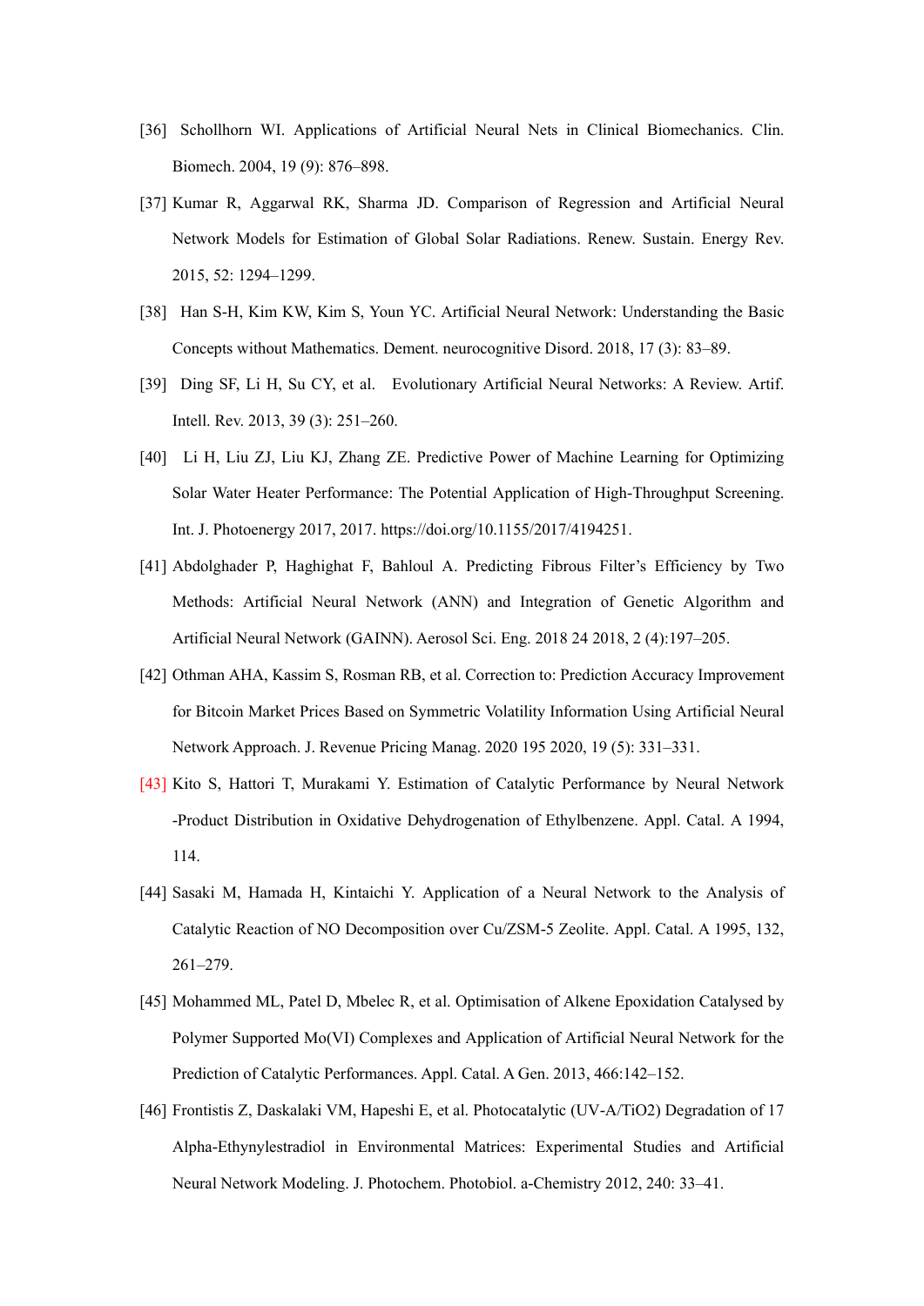[36] Schollhorn WI. Applications of Artificial Neural Nets in Clinical Biomechanics. Clin. Biomech. 2004, 19 (9): 876–898.

[37] Kumar R, Aggarwal RK, Sharma JD. Comparison of Regression and Artificial Neural Network Models for Estimation of Global Solar Radiations. Renew. Sustain. Energy Rev. 2015, 52: 1294–1299.

[38] Han S-H, Kim KW, Kim S, Youn YC. Artificial Neural Network: Understanding the Basic Concepts without Mathematics. Dement. neurocognitive Disord. 2018, 17 (3): 83–89.

[39] Ding SF, Li H, Su CY, et al. Evolutionary Artificial Neural Networks: A Review. Artif. Intell. Rev. 2013, 39 (3): 251–260.

[40] Li H, Liu ZJ, Liu KJ, Zhang ZE. Predictive Power of Machine Learning for Optimizing Solar Water Heater Performance: The Potential Application of High-Throughput Screening. Int. J. Photoenergy 2017, 2017. https://doi.org/10.1155/2017/4194251.

[41] Abdolghader P, Haghighat F, Bahloul A. Predicting Fibrous Filter's Efficiency by Two Methods: Artificial Neural Network (ANN) and Integration of Genetic Algorithm and Artificial Neural Network (GAINN). Aerosol Sci. Eng. 2018 24 2018, 2 (4):197–205.

[42] Othman AHA, Kassim S, Rosman RB, et al. Correction to: Prediction Accuracy Improvement for Bitcoin Market Prices Based on Symmetric Volatility Information Using Artificial Neural Network Approach. J. Revenue Pricing Manag. 2020 195 2020, 19 (5): 331–331.

[43] Kito S, Hattori T, Murakami Y. Estimation of Catalytic Performance by Neural Network -Product Distribution in Oxidative Dehydrogenation of Ethylbenzene. Appl. Catal. A 1994, 114.

[44] Sasaki M, Hamada H, Kintaichi Y. Application of a Neural Network to the Analysis of Catalytic Reaction of NO Decomposition over Cu/ZSM-5 Zeolite. Appl. Catal. A 1995, 132, 261–279.

[45] Mohammed ML, Patel D, Mbelec R, et al. Optimisation of Alkene Epoxidation Catalysed by Polymer Supported Mo(VI) Complexes and Application of Artificial Neural Network for the Prediction of Catalytic Performances. Appl. Catal. A Gen. 2013, 466:142–152.

[46] Frontistis Z, Daskalaki VM, Hapeshi E, et al. Photocatalytic (UV-A/$TiO_2$) Degradation of 17 Alpha-Ethynylestradiol in Environmental Matrices: Experimental Studies and Artificial Neural Network Modeling. J. Photochem. Photobiol. a-Chemistry 2012, 240: 33–41.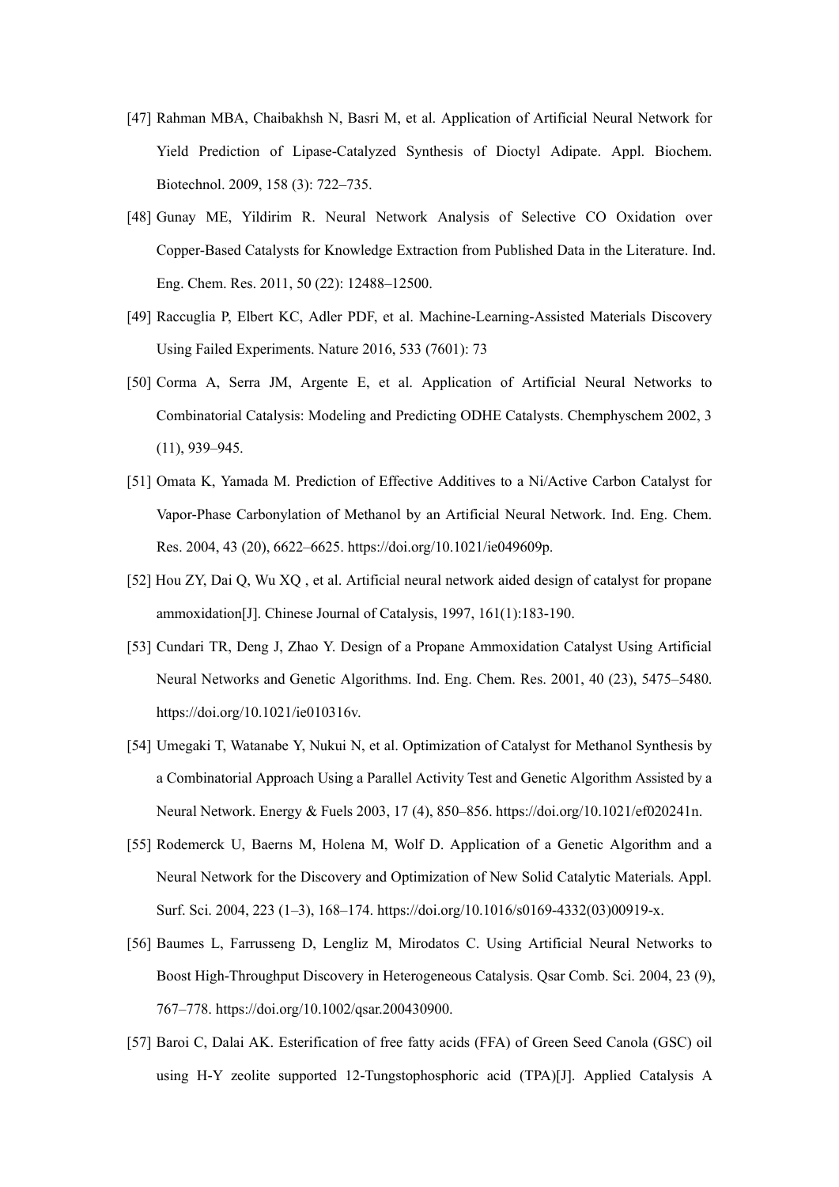[47] Rahman MBA, Chaibakhsh N, Basri M, et al. Application of Artificial Neural Network for Yield Prediction of Lipase-Catalyzed Synthesis of Dioctyl Adipate. Appl. Biochem. Biotechnol. 2009, 158 (3): 722–735.

[48] Gunay ME, Yildirim R. Neural Network Analysis of Selective CO Oxidation over Copper-Based Catalysts for Knowledge Extraction from Published Data in the Literature. Ind. Eng. Chem. Res. 2011, 50 (22): 12488–12500.

[49] Raccuglia P, Elbert KC, Adler PDF, et al. Machine-Learning-Assisted Materials Discovery Using Failed Experiments. Nature 2016, 533 (7601): 73

[50] Corma A, Serra JM, Argente E, et al. Application of Artificial Neural Networks to Combinatorial Catalysis: Modeling and Predicting ODHE Catalysts. Chemphyschem 2002, 3 (11), 939–945.

[51] Omata K, Yamada M. Prediction of Effective Additives to a Ni/Active Carbon Catalyst for Vapor-Phase Carbonylation of Methanol by an Artificial Neural Network. Ind. Eng. Chem. Res. 2004, 43 (20), 6622–6625. https://doi.org/10.1021/ie049609p.

[52] Hou ZY, Dai Q, Wu XQ , et al. Artificial neural network aided design of catalyst for propane ammoxidation[J]. Chinese Journal of Catalysis, 1997, 161(1):183-190.

[53] Cundari TR, Deng J, Zhao Y. Design of a Propane Ammoxidation Catalyst Using Artificial Neural Networks and Genetic Algorithms. Ind. Eng. Chem. Res. 2001, 40 (23), 5475–5480. https://doi.org/10.1021/ie010316v.

[54] Umegaki T, Watanabe Y, Nukui N, et al. Optimization of Catalyst for Methanol Synthesis by a Combinatorial Approach Using a Parallel Activity Test and Genetic Algorithm Assisted by a Neural Network. Energy & Fuels 2003, 17 (4), 850–856. https://doi.org/10.1021/ef020241n.

[55] Rodemerck U, Baerns M, Holena M, Wolf D. Application of a Genetic Algorithm and a Neural Network for the Discovery and Optimization of New Solid Catalytic Materials. Appl. Surf. Sci. 2004, 223 (1–3), 168–174. https://doi.org/10.1016/s0169-4332(03)00919-x.

[56] Baumes L, Farrusseng D, Lengliz M, Mirodatos C. Using Artificial Neural Networks to Boost High-Throughput Discovery in Heterogeneous Catalysis. Qsar Comb. Sci. 2004, 23 (9), 767–778. https://doi.org/10.1002/qsar.200430900.

[57] Baroi C, Dalai AK. Esterification of free fatty acids (FFA) of Green Seed Canola (GSC) oil using H-Y zeolite supported 12-Tungstophosphoric acid (TPA)[J]. Applied Catalysis A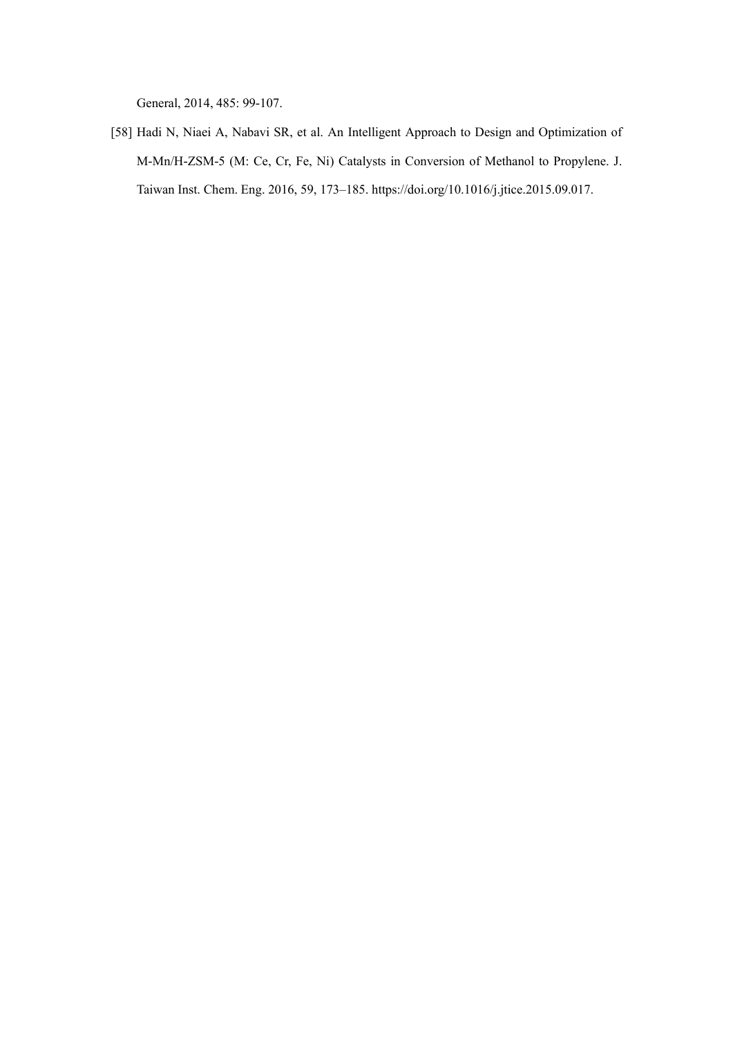General, 2014, 485: 99-107.

[58] Hadi N, Niaei A, Nabavi SR, et al. An Intelligent Approach to Design and Optimization of M-Mn/H-ZSM-5 (M: Ce, Cr, Fe, Ni) Catalysts in Conversion of Methanol to Propylene. J. Taiwan Inst. Chem. Eng. 2016, 59, 173–185. https://doi.org/10.1016/j.jtice.2015.09.017.